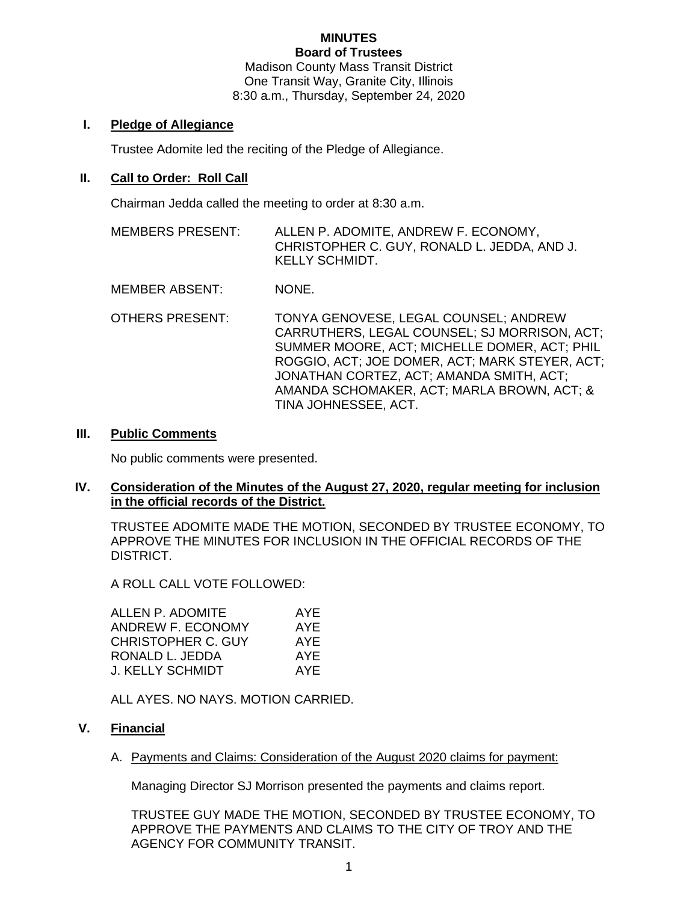**MINUTES**
**Board of Trustees**
Madison County Mass Transit District
One Transit Way, Granite City, Illinois
8:30 a.m., Thursday, September 24, 2020

## I. Pledge of Allegiance

Trustee Adomite led the reciting of the Pledge of Allegiance.

## II. Call to Order: Roll Call

Chairman Jedda called the meeting to order at 8:30 a.m.

MEMBERS PRESENT: ALLEN P. ADOMITE, ANDREW F. ECONOMY, CHRISTOPHER C. GUY, RONALD L. JEDDA, AND J. KELLY SCHMIDT.

MEMBER ABSENT: NONE.

OTHERS PRESENT: TONYA GENOVESE, LEGAL COUNSEL; ANDREW CARRUTHERS, LEGAL COUNSEL; SJ MORRISON, ACT; SUMMER MOORE, ACT; MICHELLE DOMER, ACT; PHIL ROGGIO, ACT; JOE DOMER, ACT; MARK STEYER, ACT; JONATHAN CORTEZ, ACT; AMANDA SMITH, ACT; AMANDA SCHOMAKER, ACT; MARLA BROWN, ACT; & TINA JOHNESSEE, ACT.

## III. Public Comments

No public comments were presented.

## IV. Consideration of the Minutes of the August 27, 2020, regular meeting for inclusion in the official records of the District.

TRUSTEE ADOMITE MADE THE MOTION, SECONDED BY TRUSTEE ECONOMY, TO APPROVE THE MINUTES FOR INCLUSION IN THE OFFICIAL RECORDS OF THE DISTRICT.

A ROLL CALL VOTE FOLLOWED:

| | |
|---|---|
| ALLEN P. ADOMITE | AYE |
| ANDREW F. ECONOMY | AYE |
| CHRISTOPHER C. GUY | AYE |
| RONALD L. JEDDA | AYE |
| J. KELLY SCHMIDT | AYE |

ALL AYES. NO NAYS. MOTION CARRIED.

## V. Financial

A. Payments and Claims: Consideration of the August 2020 claims for payment:

Managing Director SJ Morrison presented the payments and claims report.

TRUSTEE GUY MADE THE MOTION, SECONDED BY TRUSTEE ECONOMY, TO APPROVE THE PAYMENTS AND CLAIMS TO THE CITY OF TROY AND THE AGENCY FOR COMMUNITY TRANSIT.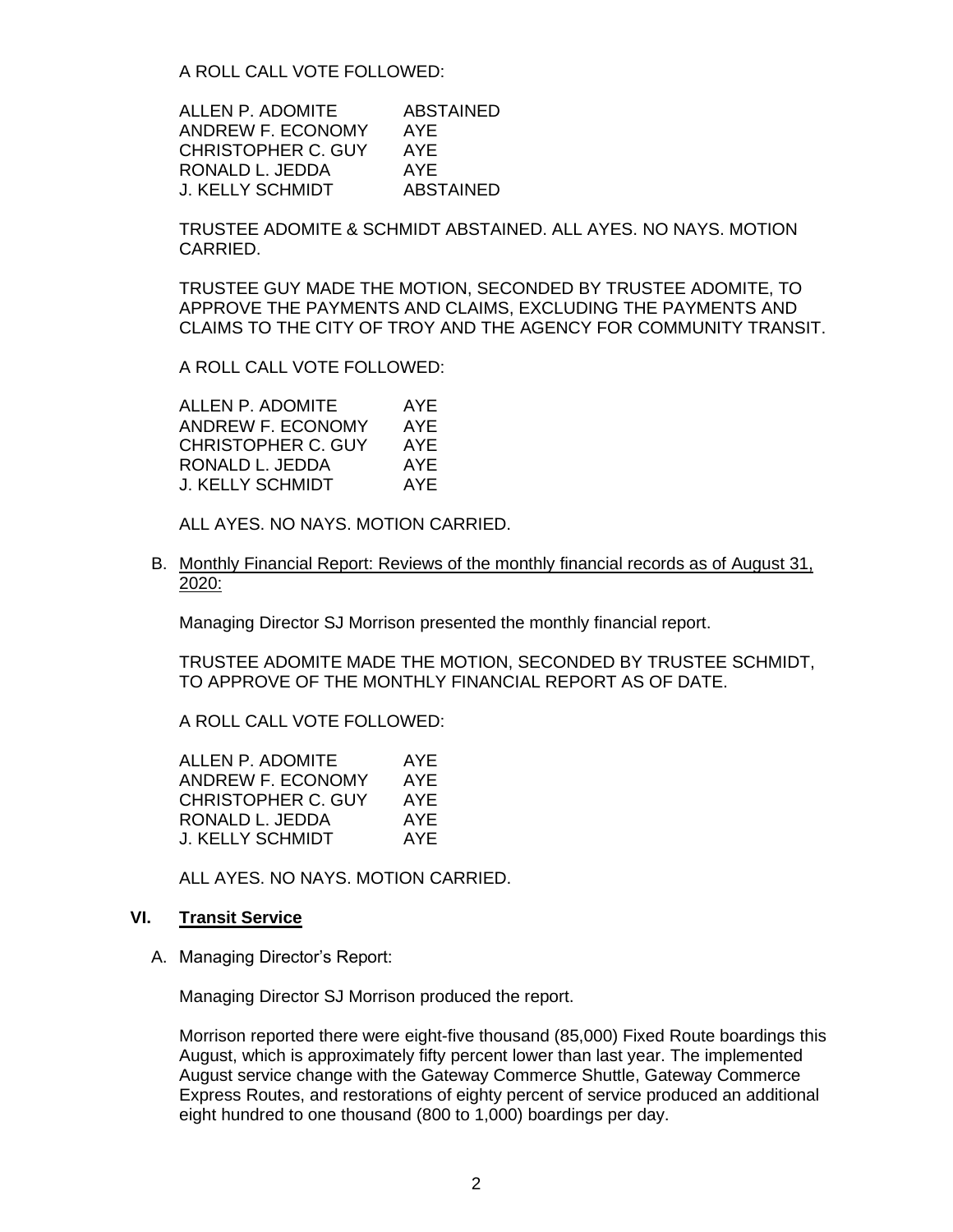A ROLL CALL VOTE FOLLOWED:

| | |
|---|---|
| ALLEN P. ADOMITE | ABSTAINED |
| ANDREW F. ECONOMY | AYE |
| CHRISTOPHER C. GUY | AYE |
| RONALD L. JEDDA | AYE |
| J. KELLY SCHMIDT | ABSTAINED |

TRUSTEE ADOMITE & SCHMIDT ABSTAINED. ALL AYES. NO NAYS. MOTION CARRIED.

TRUSTEE GUY MADE THE MOTION, SECONDED BY TRUSTEE ADOMITE, TO APPROVE THE PAYMENTS AND CLAIMS, EXCLUDING THE PAYMENTS AND CLAIMS TO THE CITY OF TROY AND THE AGENCY FOR COMMUNITY TRANSIT.

A ROLL CALL VOTE FOLLOWED:

| | |
|---|---|
| ALLEN P. ADOMITE | AYE |
| ANDREW F. ECONOMY | AYE |
| CHRISTOPHER C. GUY | AYE |
| RONALD L. JEDDA | AYE |
| J. KELLY SCHMIDT | AYE |

ALL AYES. NO NAYS. MOTION CARRIED.

B. <u>Monthly Financial Report: Reviews of the monthly financial records as of August 31, 2020:</u>

Managing Director SJ Morrison presented the monthly financial report.

TRUSTEE ADOMITE MADE THE MOTION, SECONDED BY TRUSTEE SCHMIDT, TO APPROVE OF THE MONTHLY FINANCIAL REPORT AS OF DATE.

A ROLL CALL VOTE FOLLOWED:

| | |
|---|---|
| ALLEN P. ADOMITE | AYE |
| ANDREW F. ECONOMY | AYE |
| CHRISTOPHER C. GUY | AYE |
| RONALD L. JEDDA | AYE |
| J. KELLY SCHMIDT | AYE |

ALL AYES. NO NAYS. MOTION CARRIED.

## VI. Transit Service

A. Managing Director's Report:

Managing Director SJ Morrison produced the report.

Morrison reported there were eight-five thousand (85,000) Fixed Route boardings this August, which is approximately fifty percent lower than last year. The implemented August service change with the Gateway Commerce Shuttle, Gateway Commerce Express Routes, and restorations of eighty percent of service produced an additional eight hundred to one thousand (800 to 1,000) boardings per day.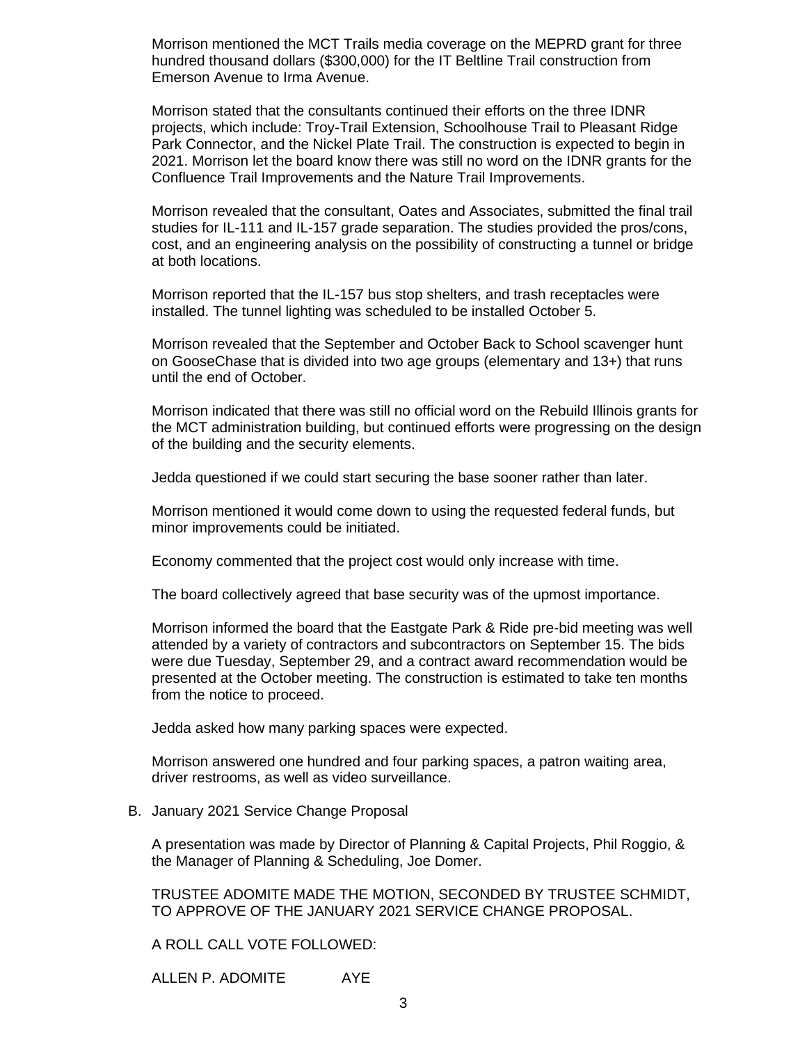Morrison mentioned the MCT Trails media coverage on the MEPRD grant for three hundred thousand dollars ($300,000) for the IT Beltline Trail construction from Emerson Avenue to Irma Avenue.

Morrison stated that the consultants continued their efforts on the three IDNR projects, which include: Troy-Trail Extension, Schoolhouse Trail to Pleasant Ridge Park Connector, and the Nickel Plate Trail. The construction is expected to begin in 2021. Morrison let the board know there was still no word on the IDNR grants for the Confluence Trail Improvements and the Nature Trail Improvements.

Morrison revealed that the consultant, Oates and Associates, submitted the final trail studies for IL-111 and IL-157 grade separation. The studies provided the pros/cons, cost, and an engineering analysis on the possibility of constructing a tunnel or bridge at both locations.

Morrison reported that the IL-157 bus stop shelters, and trash receptacles were installed. The tunnel lighting was scheduled to be installed October 5.

Morrison revealed that the September and October Back to School scavenger hunt on GooseChase that is divided into two age groups (elementary and 13+) that runs until the end of October.

Morrison indicated that there was still no official word on the Rebuild Illinois grants for the MCT administration building, but continued efforts were progressing on the design of the building and the security elements.

Jedda questioned if we could start securing the base sooner rather than later.

Morrison mentioned it would come down to using the requested federal funds, but minor improvements could be initiated.

Economy commented that the project cost would only increase with time.

The board collectively agreed that base security was of the upmost importance.

Morrison informed the board that the Eastgate Park & Ride pre-bid meeting was well attended by a variety of contractors and subcontractors on September 15. The bids were due Tuesday, September 29, and a contract award recommendation would be presented at the October meeting. The construction is estimated to take ten months from the notice to proceed.

Jedda asked how many parking spaces were expected.

Morrison answered one hundred and four parking spaces, a patron waiting area, driver restrooms, as well as video surveillance.

B. January 2021 Service Change Proposal

A presentation was made by Director of Planning & Capital Projects, Phil Roggio, & the Manager of Planning & Scheduling, Joe Domer.

TRUSTEE ADOMITE MADE THE MOTION, SECONDED BY TRUSTEE SCHMIDT, TO APPROVE OF THE JANUARY 2021 SERVICE CHANGE PROPOSAL.

A ROLL CALL VOTE FOLLOWED:

ALLEN P. ADOMITE AYE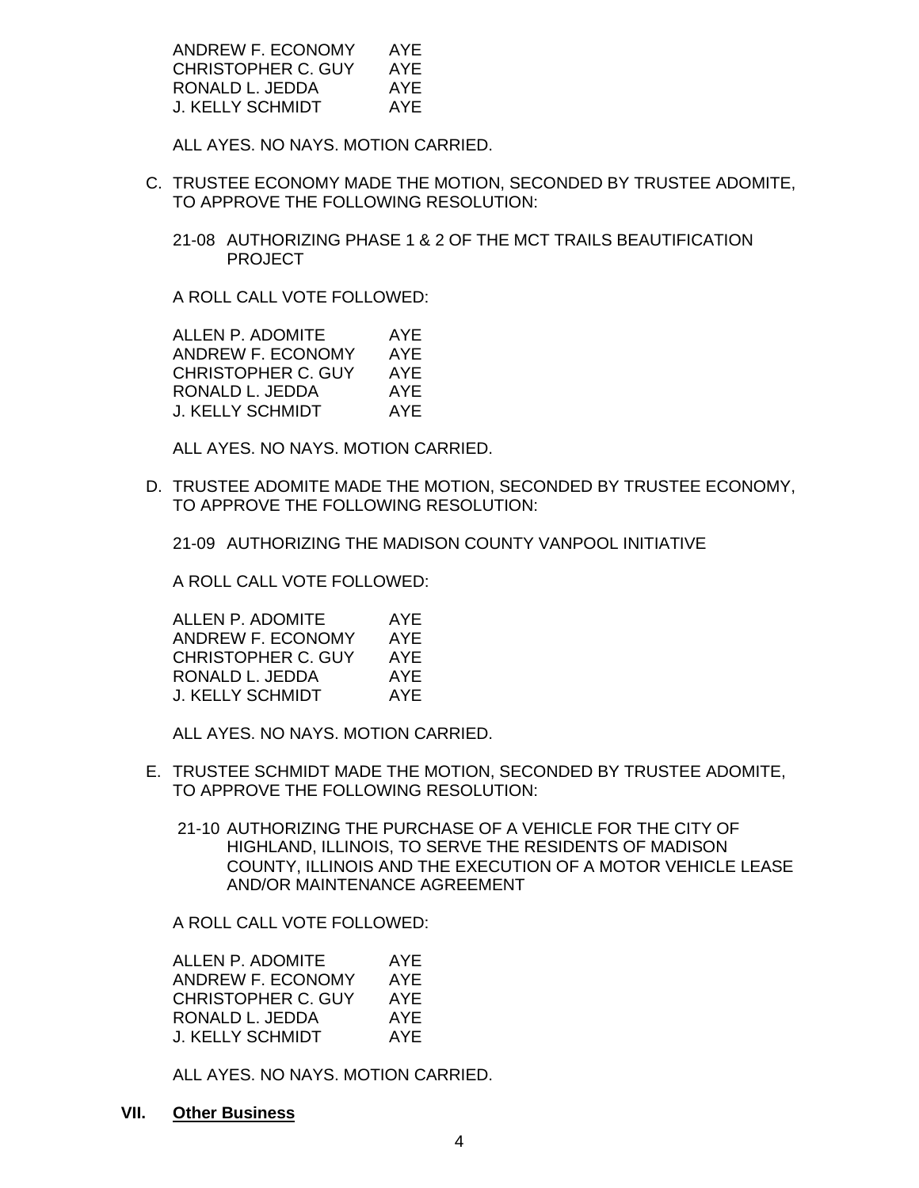| | |
|---|---|
| ANDREW F. ECONOMY | AYE |
| CHRISTOPHER C. GUY | AYE |
| RONALD L. JEDDA | AYE |
| J. KELLY SCHMIDT | AYE |

ALL AYES. NO NAYS. MOTION CARRIED.

C. TRUSTEE ECONOMY MADE THE MOTION, SECONDED BY TRUSTEE ADOMITE, TO APPROVE THE FOLLOWING RESOLUTION:

21-08 AUTHORIZING PHASE 1 & 2 OF THE MCT TRAILS BEAUTIFICATION PROJECT

A ROLL CALL VOTE FOLLOWED:

| | |
|---|---|
| ALLEN P. ADOMITE | AYE |
| ANDREW F. ECONOMY | AYE |
| CHRISTOPHER C. GUY | AYE |
| RONALD L. JEDDA | AYE |
| J. KELLY SCHMIDT | AYE |

ALL AYES. NO NAYS. MOTION CARRIED.

D. TRUSTEE ADOMITE MADE THE MOTION, SECONDED BY TRUSTEE ECONOMY, TO APPROVE THE FOLLOWING RESOLUTION:

21-09 AUTHORIZING THE MADISON COUNTY VANPOOL INITIATIVE

A ROLL CALL VOTE FOLLOWED:

| | |
|---|---|
| ALLEN P. ADOMITE | AYE |
| ANDREW F. ECONOMY | AYE |
| CHRISTOPHER C. GUY | AYE |
| RONALD L. JEDDA | AYE |
| J. KELLY SCHMIDT | AYE |

ALL AYES. NO NAYS. MOTION CARRIED.

E. TRUSTEE SCHMIDT MADE THE MOTION, SECONDED BY TRUSTEE ADOMITE, TO APPROVE THE FOLLOWING RESOLUTION:

21-10 AUTHORIZING THE PURCHASE OF A VEHICLE FOR THE CITY OF HIGHLAND, ILLINOIS, TO SERVE THE RESIDENTS OF MADISON COUNTY, ILLINOIS AND THE EXECUTION OF A MOTOR VEHICLE LEASE AND/OR MAINTENANCE AGREEMENT

A ROLL CALL VOTE FOLLOWED:

| | |
|---|---|
| ALLEN P. ADOMITE | AYE |
| ANDREW F. ECONOMY | AYE |
| CHRISTOPHER C. GUY | AYE |
| RONALD L. JEDDA | AYE |
| J. KELLY SCHMIDT | AYE |

ALL AYES. NO NAYS. MOTION CARRIED.

## VII. **Other Business**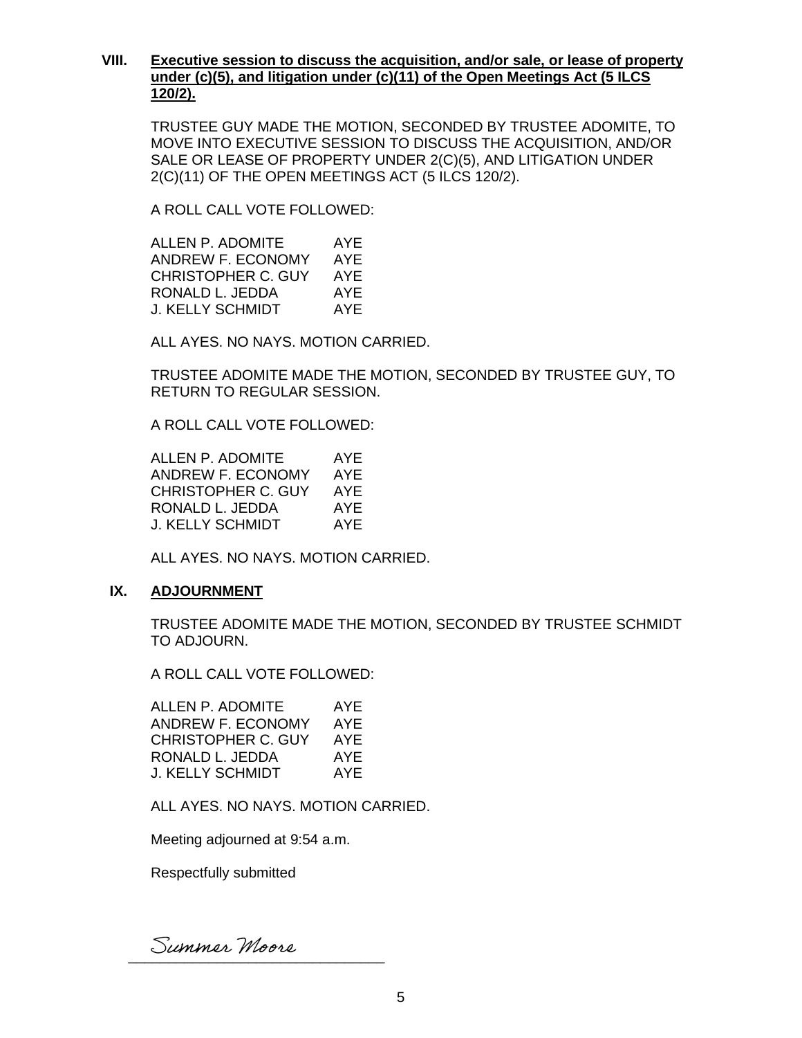## VIII. Executive session to discuss the acquisition, and/or sale, or lease of property under (c)(5), and litigation under (c)(11) of the Open Meetings Act (5 ILCS 120/2).

TRUSTEE GUY MADE THE MOTION, SECONDED BY TRUSTEE ADOMITE, TO MOVE INTO EXECUTIVE SESSION TO DISCUSS THE ACQUISITION, AND/OR SALE OR LEASE OF PROPERTY UNDER 2(C)(5), AND LITIGATION UNDER 2(C)(11) OF THE OPEN MEETINGS ACT (5 ILCS 120/2).

A ROLL CALL VOTE FOLLOWED:

| | |
|---|---|
| ALLEN P. ADOMITE | AYE |
| ANDREW F. ECONOMY | AYE |
| CHRISTOPHER C. GUY | AYE |
| RONALD L. JEDDA | AYE |
| J. KELLY SCHMIDT | AYE |

ALL AYES. NO NAYS. MOTION CARRIED.

TRUSTEE ADOMITE MADE THE MOTION, SECONDED BY TRUSTEE GUY, TO RETURN TO REGULAR SESSION.

A ROLL CALL VOTE FOLLOWED:

| | |
|---|---|
| ALLEN P. ADOMITE | AYE |
| ANDREW F. ECONOMY | AYE |
| CHRISTOPHER C. GUY | AYE |
| RONALD L. JEDDA | AYE |
| J. KELLY SCHMIDT | AYE |

ALL AYES. NO NAYS. MOTION CARRIED.

## IX. ADJOURNMENT

TRUSTEE ADOMITE MADE THE MOTION, SECONDED BY TRUSTEE SCHMIDT TO ADJOURN.

A ROLL CALL VOTE FOLLOWED:

| | |
|---|---|
| ALLEN P. ADOMITE | AYE |
| ANDREW F. ECONOMY | AYE |
| CHRISTOPHER C. GUY | AYE |
| RONALD L. JEDDA | AYE |
| J. KELLY SCHMIDT | AYE |

ALL AYES. NO NAYS. MOTION CARRIED.

Meeting adjourned at 9:54 a.m.

Respectfully submitted

*Summer Moore*

\_\_\_\_\_\_\_\_\_\_\_\_\_\_\_\_\_\_\_\_\_\_\_\_\_\_\_\_\_\_